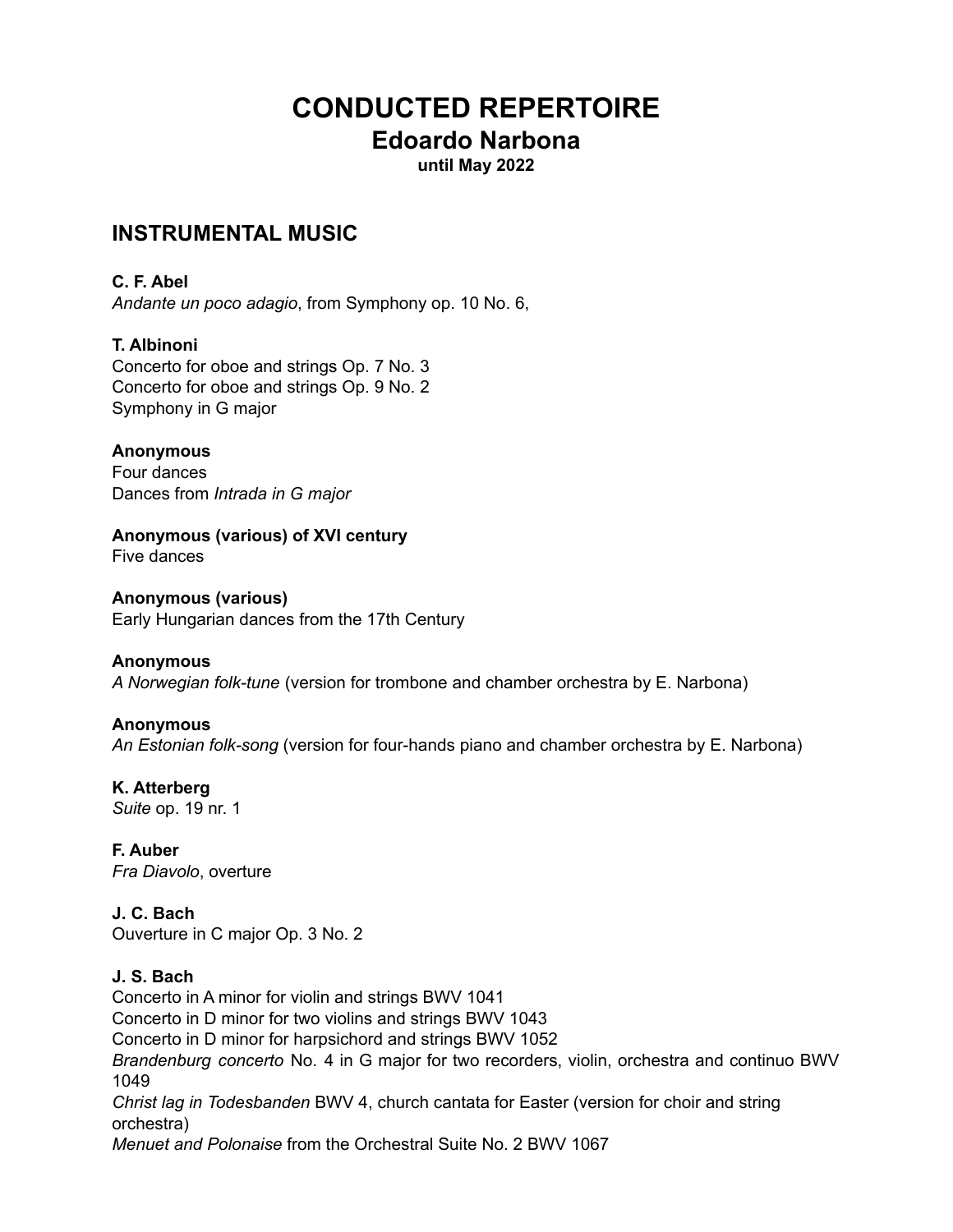# CONDUCTED REPERTOIRE

## Edoardo Narbona

**until May 2022**

## INSTRUMENTAL MUSIC

**C. F. Abel**
*Andante un poco adagio*, from Symphony op. 10 No. 6,

**T. Albinoni**
Concerto for oboe and strings Op. 7 No. 3
Concerto for oboe and strings Op. 9 No. 2
Symphony in G major

**Anonymous**
Four dances
Dances from *Intrada in G major*

**Anonymous (various) of XVI century**
Five dances

**Anonymous (various)**
Early Hungarian dances from the 17th Century

**Anonymous**
*A Norwegian folk-tune* (version for trombone and chamber orchestra by E. Narbona)

**Anonymous**
*An Estonian folk-song* (version for four-hands piano and chamber orchestra by E. Narbona)

**K. Atterberg**
*Suite* op. 19 nr. 1

**F. Auber**
*Fra Diavolo*, overture

**J. C. Bach**
Ouverture in C major Op. 3 No. 2

**J. S. Bach**
Concerto in A minor for violin and strings BWV 1041
Concerto in D minor for two violins and strings BWV 1043
Concerto in D minor for harpsichord and strings BWV 1052
*Brandenburg concerto* No. 4 in G major for two recorders, violin, orchestra and continuo BWV 1049
*Christ lag in Todesbanden* BWV 4, church cantata for Easter (version for choir and string orchestra)
*Menuet and Polonaise* from the Orchestral Suite No. 2 BWV 1067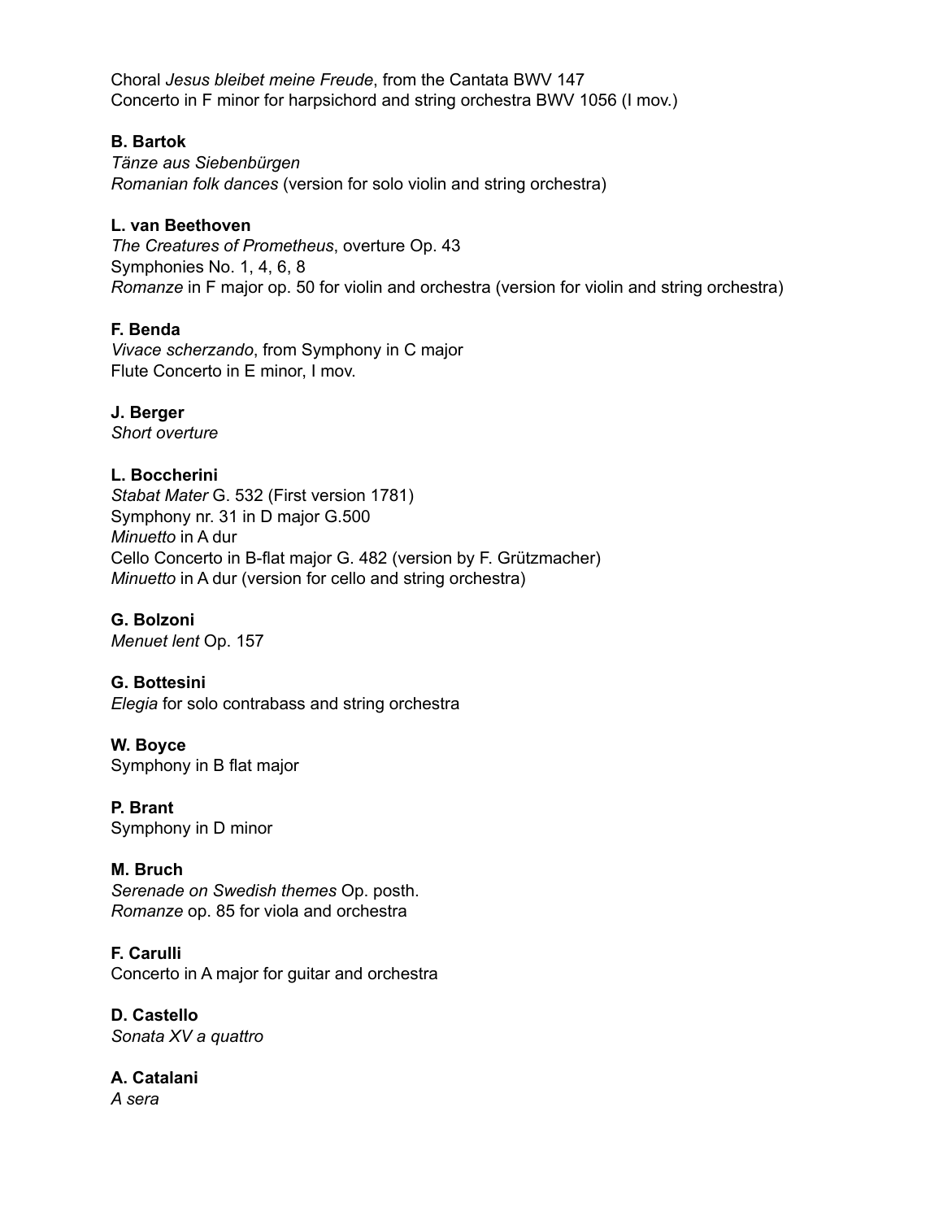Choral *Jesus bleibet meine Freude*, from the Cantata BWV 147
Concerto in F minor for harpsichord and string orchestra BWV 1056 (I mov.)

**B. Bartok**
*Tänze aus Siebenbürgen*
*Romanian folk dances* (version for solo violin and string orchestra)

**L. van Beethoven**
*The Creatures of Prometheus*, overture Op. 43
Symphonies No. 1, 4, 6, 8
*Romanze* in F major op. 50 for violin and orchestra (version for violin and string orchestra)

**F. Benda**
*Vivace scherzando*, from Symphony in C major
Flute Concerto in E minor, I mov.

**J. Berger**
*Short overture*

**L. Boccherini**
*Stabat Mater* G. 532 (First version 1781)
Symphony nr. 31 in D major G.500
*Minuetto* in A dur
Cello Concerto in B-flat major G. 482 (version by F. Grützmacher)
*Minuetto* in A dur (version for cello and string orchestra)

**G. Bolzoni**
*Menuet lent* Op. 157

**G. Bottesini**
*Elegia* for solo contrabass and string orchestra

**W. Boyce**
Symphony in B flat major

**P. Brant**
Symphony in D minor

**M. Bruch**
*Serenade on Swedish themes* Op. posth.
*Romanze* op. 85 for viola and orchestra

**F. Carulli**
Concerto in A major for guitar and orchestra

**D. Castello**
*Sonata XV a quattro*

**A. Catalani**
*A sera*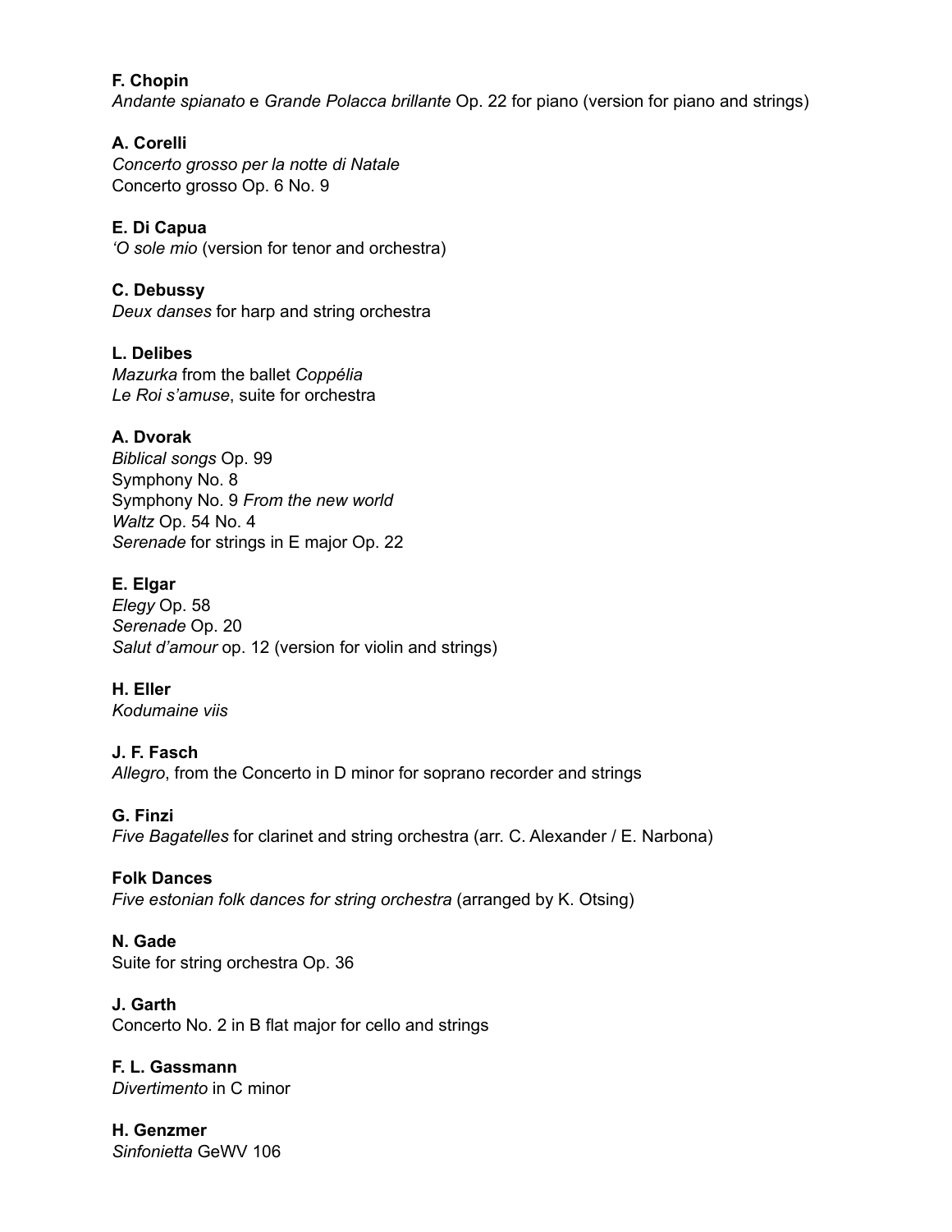**F. Chopin**
*Andante spianato* e *Grande Polacca brillante* Op. 22 for piano (version for piano and strings)

**A. Corelli**
*Concerto grosso per la notte di Natale*
Concerto grosso Op. 6 No. 9

**E. Di Capua**
*'O sole mio* (version for tenor and orchestra)

**C. Debussy**
*Deux danses* for harp and string orchestra

**L. Delibes**
*Mazurka* from the ballet *Coppélia*
*Le Roi s'amuse*, suite for orchestra

**A. Dvorak**
*Biblical songs* Op. 99
Symphony No. 8
Symphony No. 9 *From the new world*
*Waltz* Op. 54 No. 4
*Serenade* for strings in E major Op. 22

**E. Elgar**
*Elegy* Op. 58
*Serenade* Op. 20
*Salut d'amour* op. 12 (version for violin and strings)

**H. Eller**
*Kodumaine viis*

**J. F. Fasch**
*Allegro*, from the Concerto in D minor for soprano recorder and strings

**G. Finzi**
*Five Bagatelles* for clarinet and string orchestra (arr. C. Alexander / E. Narbona)

**Folk Dances**
*Five estonian folk dances for string orchestra* (arranged by K. Otsing)

**N. Gade**
Suite for string orchestra Op. 36

**J. Garth**
Concerto No. 2 in B flat major for cello and strings

**F. L. Gassmann**
*Divertimento* in C minor

**H. Genzmer**
*Sinfonietta* GeWV 106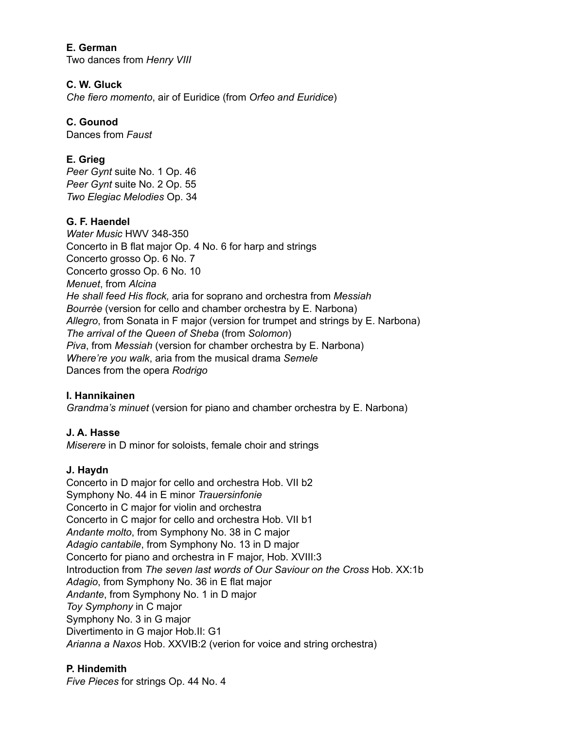**E. German**
Two dances from *Henry VIII*

**C. W. Gluck**
*Che fiero momento*, air of Euridice (from *Orfeo and Euridice*)

**C. Gounod**
Dances from *Faust*

**E. Grieg**
*Peer Gynt* suite No. 1 Op. 46
*Peer Gynt* suite No. 2 Op. 55
*Two Elegiac Melodies* Op. 34

**G. F. Haendel**
*Water Music* HWV 348-350
Concerto in B flat major Op. 4 No. 6 for harp and strings
Concerto grosso Op. 6 No. 7
Concerto grosso Op. 6 No. 10
*Menuet*, from *Alcina*
*He shall feed His flock,* aria for soprano and orchestra from *Messiah*
*Bourrèe* (version for cello and chamber orchestra by E. Narbona)
*Allegro*, from Sonata in F major (version for trumpet and strings by E. Narbona)
*The arrival of the Queen of Sheba* (from *Solomon*)
*Piva*, from *Messiah* (version for chamber orchestra by E. Narbona)
*Where're you walk*, aria from the musical drama *Semele*
Dances from the opera *Rodrigo*

**I. Hannikainen**
*Grandma's minuet* (version for piano and chamber orchestra by E. Narbona)

**J. A. Hasse**
*Miserere* in D minor for soloists, female choir and strings

**J. Haydn**
Concerto in D major for cello and orchestra Hob. VII b2
Symphony No. 44 in E minor *Trauersinfonie*
Concerto in C major for violin and orchestra
Concerto in C major for cello and orchestra Hob. VII b1
*Andante molto*, from Symphony No. 38 in C major
*Adagio cantabile*, from Symphony No. 13 in D major
Concerto for piano and orchestra in F major, Hob. XVIII:3
Introduction from *The seven last words of Our Saviour on the Cross* Hob. XX:1b
*Adagio*, from Symphony No. 36 in E flat major
*Andante*, from Symphony No. 1 in D major
*Toy Symphony* in C major
Symphony No. 3 in G major
Divertimento in G major Hob.II: G1
*Arianna a Naxos* Hob. XXVIB:2 (verion for voice and string orchestra)

**P. Hindemith**
*Five Pieces* for strings Op. 44 No. 4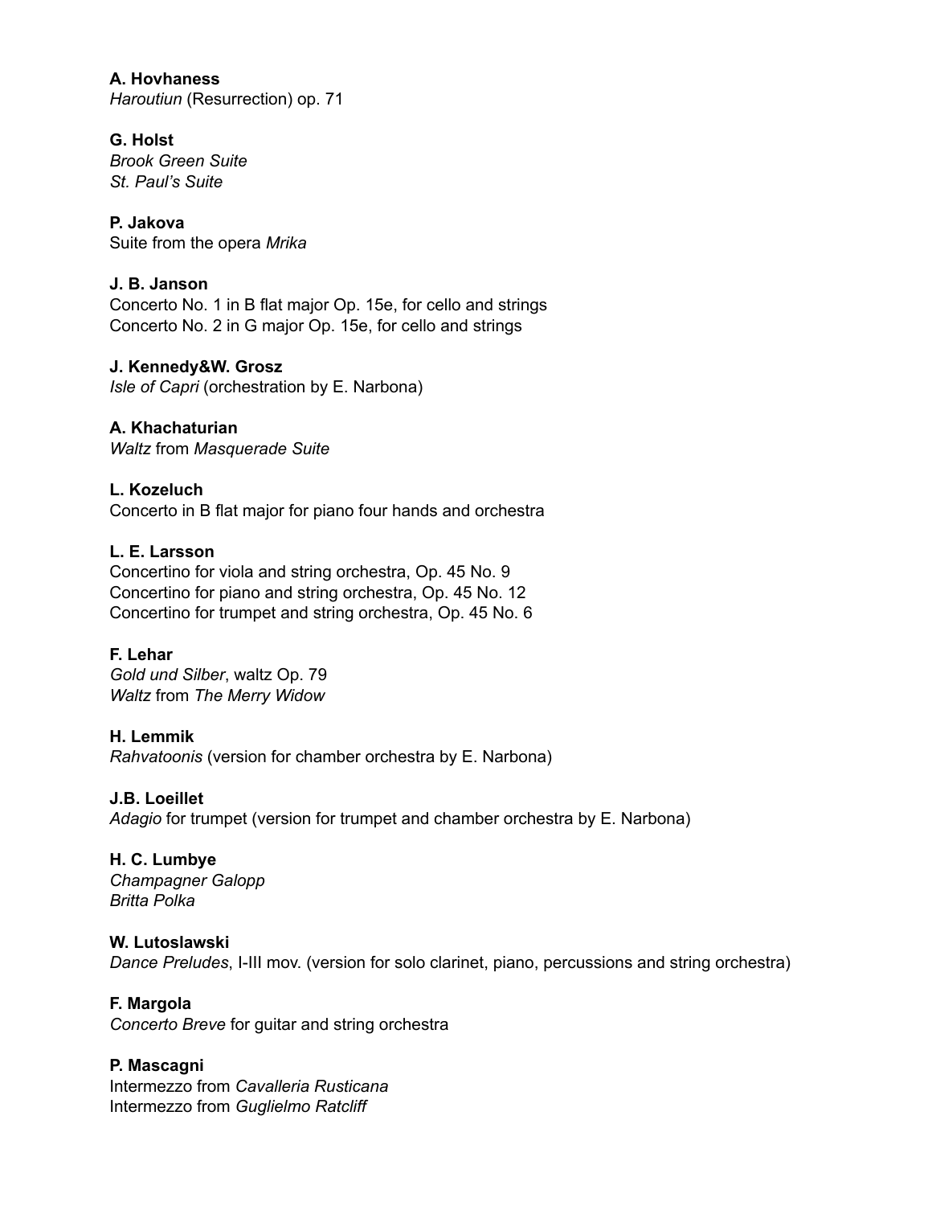**A. Hovhaness**
*Haroutiun* (Resurrection) op. 71

**G. Holst**
*Brook Green Suite*
*St. Paul's Suite*

**P. Jakova**
Suite from the opera *Mrika*

**J. B. Janson**
Concerto No. 1 in B flat major Op. 15e, for cello and strings
Concerto No. 2 in G major Op. 15e, for cello and strings

**J. Kennedy&W. Grosz**
*Isle of Capri* (orchestration by E. Narbona)

**A. Khachaturian**
*Waltz* from *Masquerade Suite*

**L. Kozeluch**
Concerto in B flat major for piano four hands and orchestra

**L. E. Larsson**
Concertino for viola and string orchestra, Op. 45 No. 9
Concertino for piano and string orchestra, Op. 45 No. 12
Concertino for trumpet and string orchestra, Op. 45 No. 6

**F. Lehar**
*Gold und Silber*, waltz Op. 79
*Waltz* from *The Merry Widow*

**H. Lemmik**
*Rahvatoonis* (version for chamber orchestra by E. Narbona)

**J.B. Loeillet**
*Adagio* for trumpet (version for trumpet and chamber orchestra by E. Narbona)

**H. C. Lumbye**
*Champagner Galopp*
*Britta Polka*

**W. Lutoslawski**
*Dance Preludes*, I-III mov. (version for solo clarinet, piano, percussions and string orchestra)

**F. Margola**
*Concerto Breve* for guitar and string orchestra

**P. Mascagni**
Intermezzo from *Cavalleria Rusticana*
Intermezzo from *Guglielmo Ratcliff*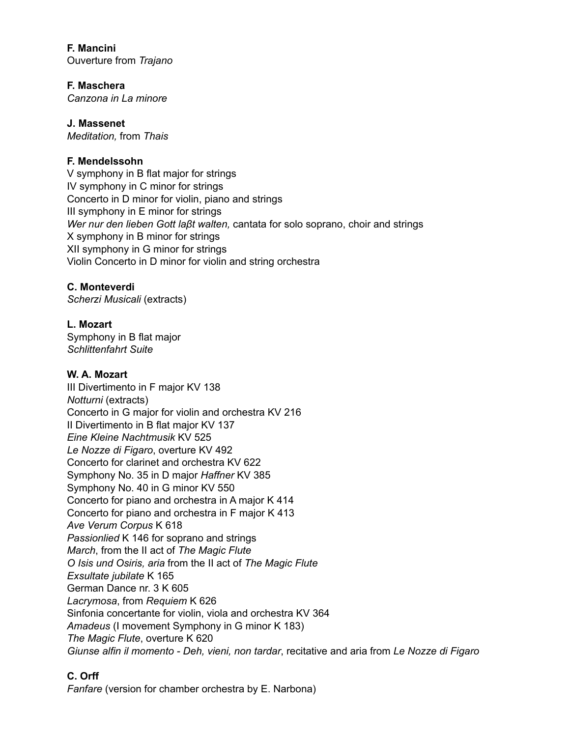**F. Mancini**
Ouverture from *Trajano*

**F. Maschera**
*Canzona in La minore*

**J. Massenet**
*Meditation,* from *Thais*

**F. Mendelssohn**
V symphony in B flat major for strings
IV symphony in C minor for strings
Concerto in D minor for violin, piano and strings
III symphony in E minor for strings
*Wer nur den lieben Gott laβt walten,* cantata for solo soprano, choir and strings
X symphony in B minor for strings
XII symphony in G minor for strings
Violin Concerto in D minor for violin and string orchestra

**C. Monteverdi**
*Scherzi Musicali* (extracts)

**L. Mozart**
Symphony in B flat major
*Schlittenfahrt Suite*

**W. A. Mozart**
III Divertimento in F major KV 138
*Notturni* (extracts)
Concerto in G major for violin and orchestra KV 216
II Divertimento in B flat major KV 137
*Eine Kleine Nachtmusik* KV 525
*Le Nozze di Figaro*, overture KV 492
Concerto for clarinet and orchestra KV 622
Symphony No. 35 in D major *Haffner* KV 385
Symphony No. 40 in G minor KV 550
Concerto for piano and orchestra in A major K 414
Concerto for piano and orchestra in F major K 413
*Ave Verum Corpus* K 618
*Passionlied* K 146 for soprano and strings
*March*, from the II act of *The Magic Flute*
*O Isis und Osiris, aria* from the II act of *The Magic Flute*
*Exsultate jubilate* K 165
German Dance nr. 3 K 605
*Lacrymosa*, from *Requiem* K 626
Sinfonia concertante for violin, viola and orchestra KV 364
*Amadeus* (I movement Symphony in G minor K 183)
*The Magic Flute*, overture K 620
*Giunse alfin il momento - Deh, vieni, non tardar*, recitative and aria from *Le Nozze di Figaro*

**C. Orff**
*Fanfare* (version for chamber orchestra by E. Narbona)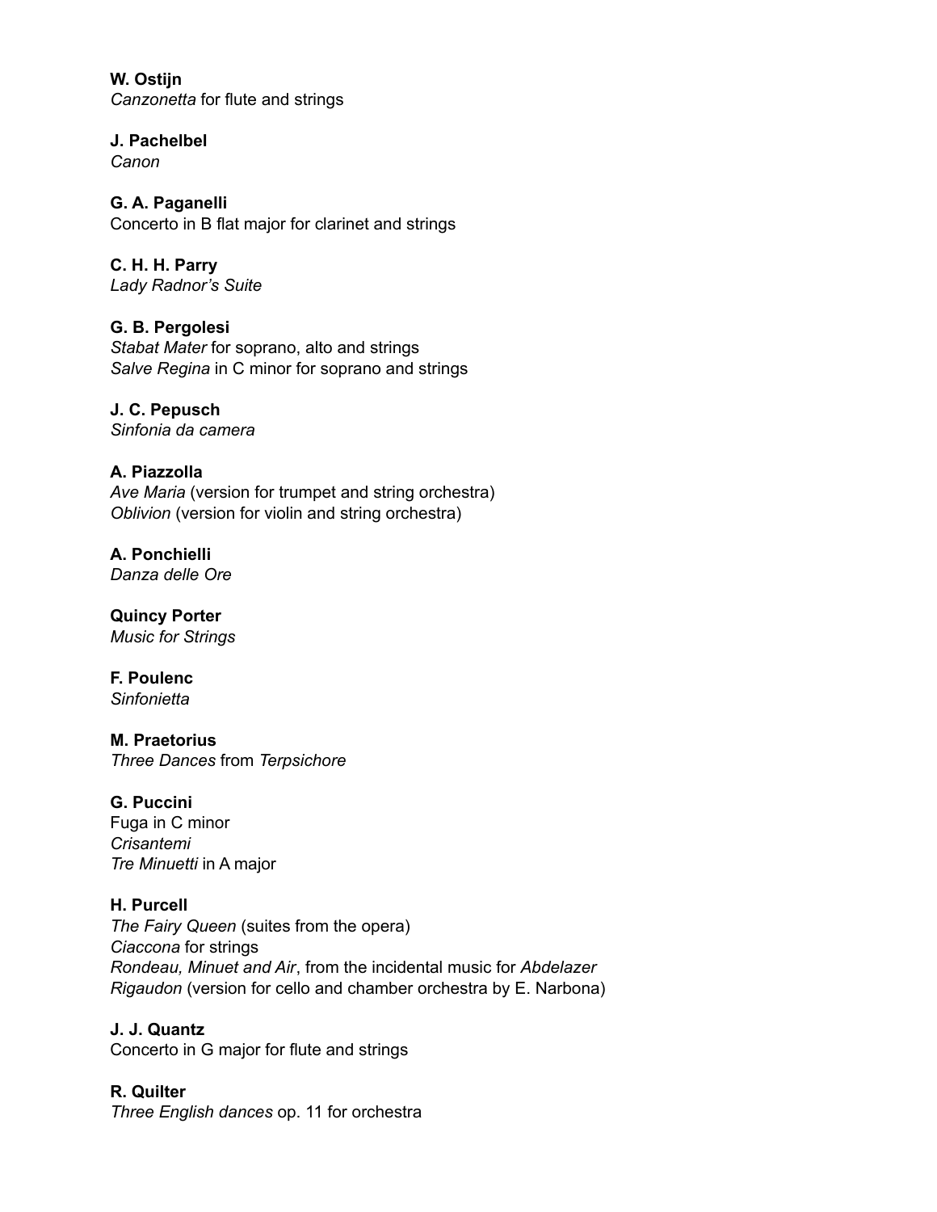**W. Ostijn**
*Canzonetta* for flute and strings

**J. Pachelbel**
*Canon*

**G. A. Paganelli**
Concerto in B flat major for clarinet and strings

**C. H. H. Parry**
*Lady Radnor's Suite*

**G. B. Pergolesi**
*Stabat Mater* for soprano, alto and strings
*Salve Regina* in C minor for soprano and strings

**J. C. Pepusch**
*Sinfonia da camera*

**A. Piazzolla**
*Ave Maria* (version for trumpet and string orchestra)
*Oblivion* (version for violin and string orchestra)

**A. Ponchielli**
*Danza delle Ore*

**Quincy Porter**
*Music for Strings*

**F. Poulenc**
*Sinfonietta*

**M. Praetorius**
*Three Dances* from *Terpsichore*

**G. Puccini**
Fuga in C minor
*Crisantemi*
*Tre Minuetti* in A major

**H. Purcell**
*The Fairy Queen* (suites from the opera)
*Ciaccona* for strings
*Rondeau, Minuet and Air*, from the incidental music for *Abdelazer*
*Rigaudon* (version for cello and chamber orchestra by E. Narbona)

**J. J. Quantz**
Concerto in G major for flute and strings

**R. Quilter**
*Three English dances* op. 11 for orchestra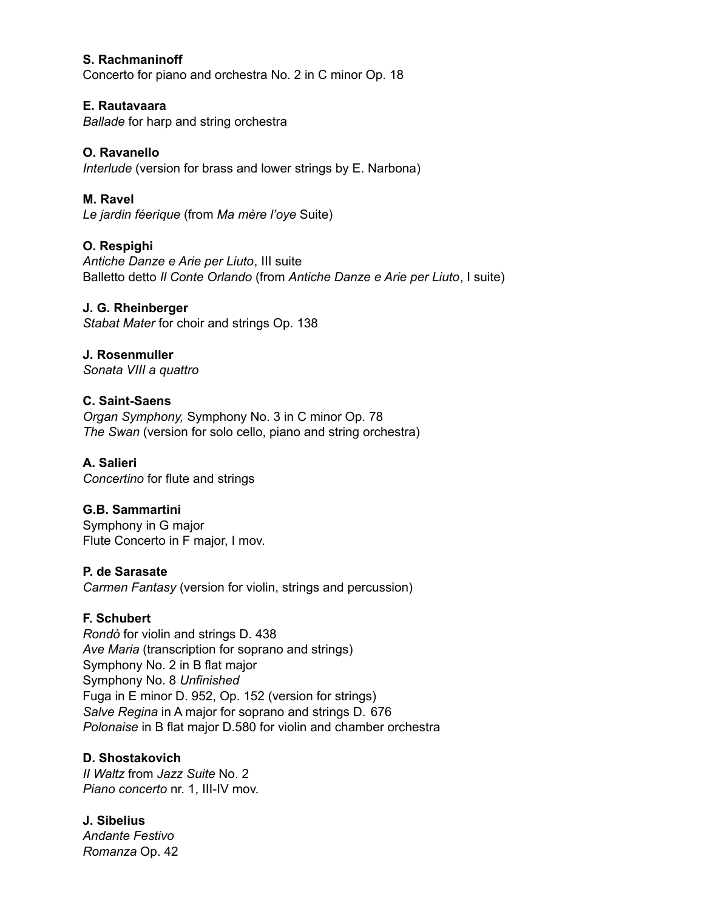**S. Rachmaninoff**
Concerto for piano and orchestra No. 2 in C minor Op. 18

**E. Rautavaara**
*Ballade* for harp and string orchestra

**O. Ravanello**
*Interlude* (version for brass and lower strings by E. Narbona)

**M. Ravel**
*Le jardin féerique* (from *Ma mère l'oye* Suite)

**O. Respighi**
*Antiche Danze e Arie per Liuto*, III suite
Balletto detto *Il Conte Orlando* (from *Antiche Danze e Arie per Liuto*, I suite)

**J. G. Rheinberger**
*Stabat Mater* for choir and strings Op. 138

**J. Rosenmuller**
*Sonata VIII a quattro*

**C. Saint-Saens**
*Organ Symphony,* Symphony No. 3 in C minor Op. 78
*The Swan* (version for solo cello, piano and string orchestra)

**A. Salieri**
*Concertino* for flute and strings

**G.B. Sammartini**
Symphony in G major
Flute Concerto in F major, I mov.

**P. de Sarasate**
*Carmen Fantasy* (version for violin, strings and percussion)

**F. Schubert**
*Rondò* for violin and strings D. 438
*Ave Maria* (transcription for soprano and strings)
Symphony No. 2 in B flat major
Symphony No. 8 *Unfinished*
Fuga in E minor D. 952, Op. 152 (version for strings)
*Salve Regina* in A major for soprano and strings D. 676
*Polonaise* in B flat major D.580 for violin and chamber orchestra

**D. Shostakovich**
*II Waltz* from *Jazz Suite* No. 2
*Piano concerto* nr. 1, III-IV mov.

**J. Sibelius**
*Andante Festivo*
*Romanza* Op. 42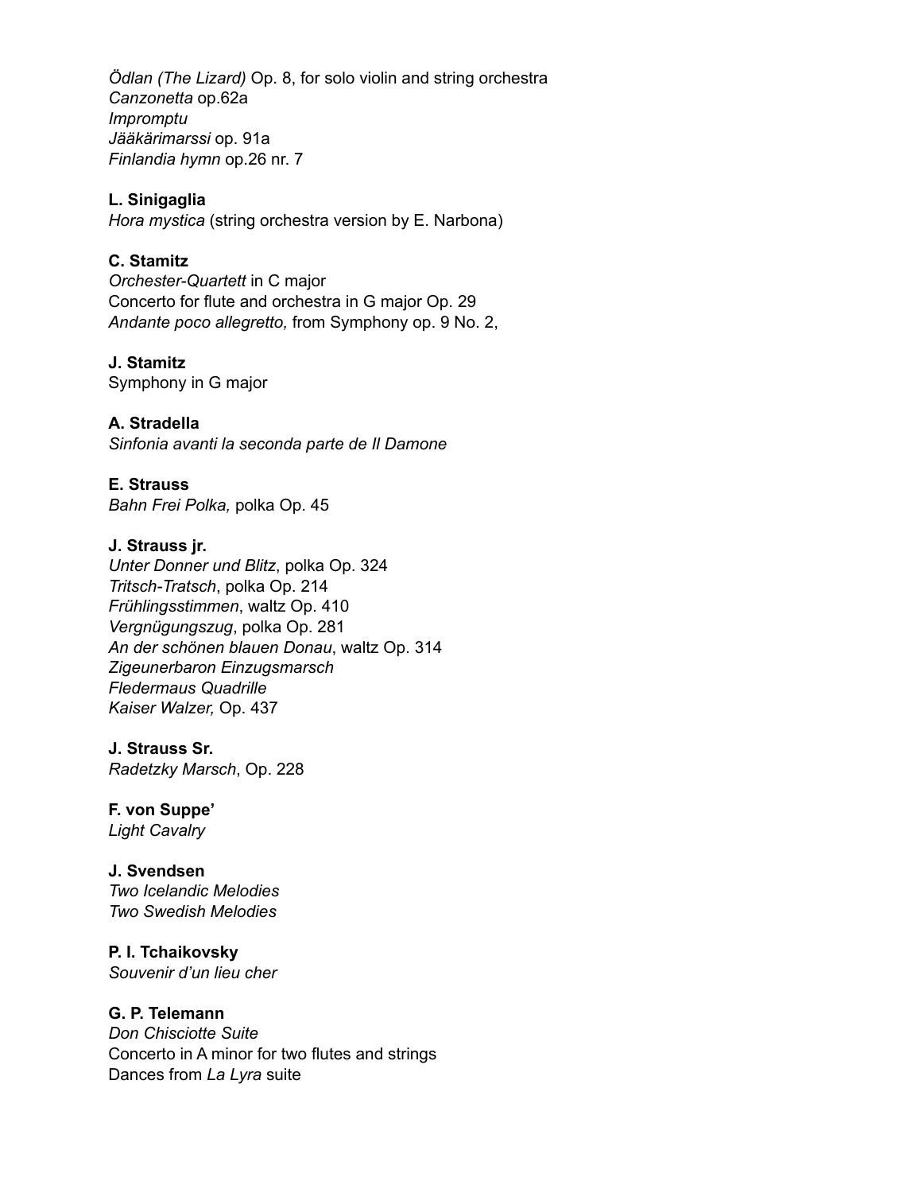*Ödlan (The Lizard)* Op. 8, for solo violin and string orchestra
*Canzonetta* op.62a
*Impromptu*
*Jääkärimarssi* op. 91a
*Finlandia hymn* op.26 nr. 7

**L. Sinigaglia**
*Hora mystica* (string orchestra version by E. Narbona)

**C. Stamitz**
*Orchester-Quartett* in C major
Concerto for flute and orchestra in G major Op. 29
*Andante poco allegretto,* from Symphony op. 9 No. 2,

**J. Stamitz**
Symphony in G major

**A. Stradella**
*Sinfonia avanti la seconda parte de Il Damone*

**E. Strauss**
*Bahn Frei Polka,* polka Op. 45

**J. Strauss jr.**
*Unter Donner und Blitz*, polka Op. 324
*Tritsch-Tratsch*, polka Op. 214
*Frühlingsstimmen*, waltz Op. 410
*Vergnügungszug*, polka Op. 281
*An der schönen blauen Donau*, waltz Op. 314
*Zigeunerbaron Einzugsmarsch*
*Fledermaus Quadrille*
*Kaiser Walzer,* Op. 437

**J. Strauss Sr.**
*Radetzky Marsch*, Op. 228

**F. von Suppe'**
*Light Cavalry*

**J. Svendsen**
*Two Icelandic Melodies*
*Two Swedish Melodies*

**P. I. Tchaikovsky**
*Souvenir d'un lieu cher*

**G. P. Telemann**
*Don Chisciotte Suite*
Concerto in A minor for two flutes and strings
Dances from *La Lyra* suite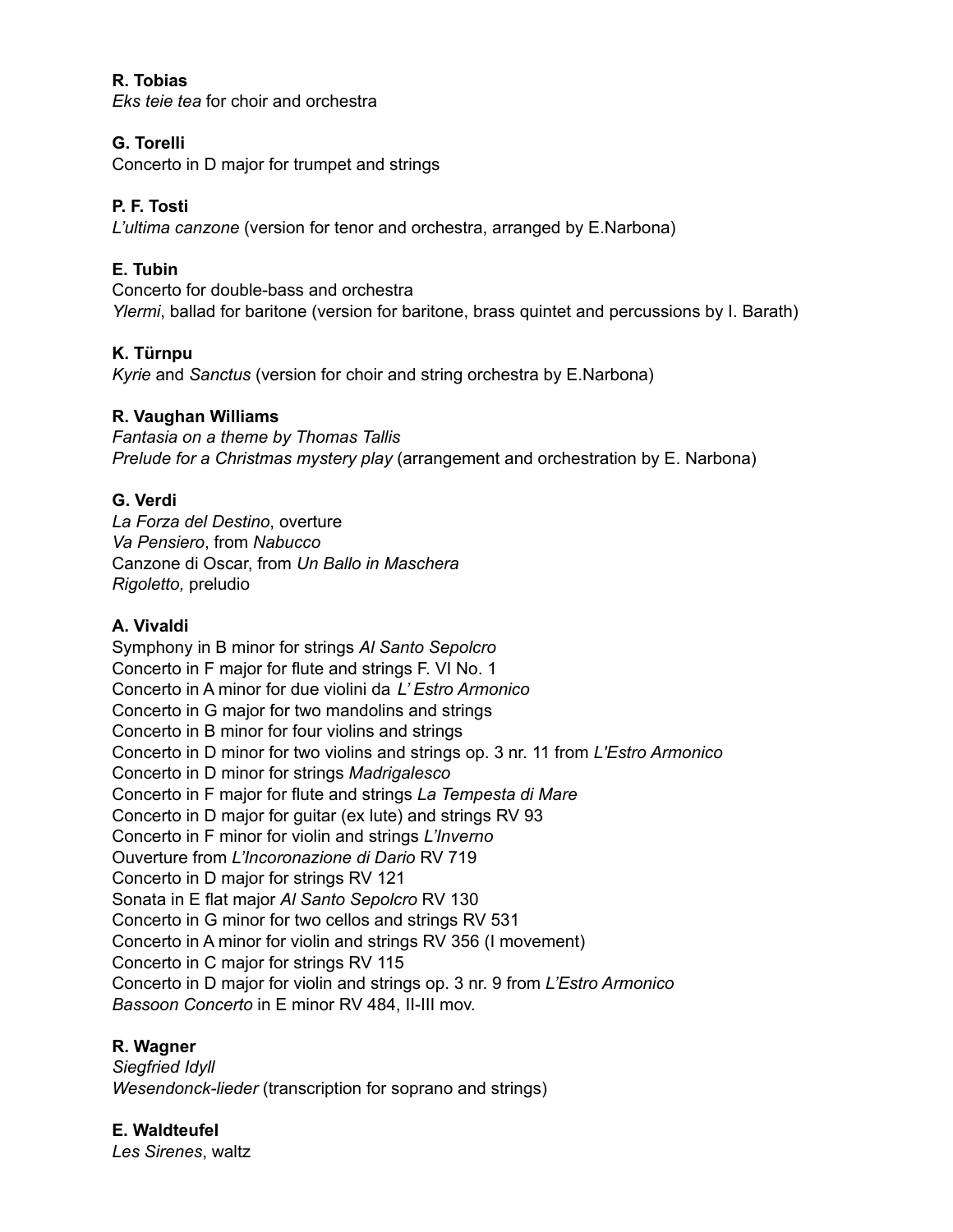**R. Tobias**
*Eks teie tea* for choir and orchestra

**G. Torelli**
Concerto in D major for trumpet and strings

**P. F. Tosti**
*L'ultima canzone* (version for tenor and orchestra, arranged by E.Narbona)

**E. Tubin**
Concerto for double-bass and orchestra
*Ylermi*, ballad for baritone (version for baritone, brass quintet and percussions by I. Barath)

**K. Türnpu**
*Kyrie* and *Sanctus* (version for choir and string orchestra by E.Narbona)

**R. Vaughan Williams**
*Fantasia on a theme by Thomas Tallis*
*Prelude for a Christmas mystery play* (arrangement and orchestration by E. Narbona)

**G. Verdi**
*La Forza del Destino*, overture
*Va Pensiero*, from *Nabucco*
Canzone di Oscar, from *Un Ballo in Maschera*
*Rigoletto,* preludio

**A. Vivaldi**
Symphony in B minor for strings *Al Santo Sepolcro*
Concerto in F major for flute and strings F. VI No. 1
Concerto in A minor for due violini da *L' Estro Armonico*
Concerto in G major for two mandolins and strings
Concerto in B minor for four violins and strings
Concerto in D minor for two violins and strings op. 3 nr. 11 from *L'Estro Armonico*
Concerto in D minor for strings *Madrigalesco*
Concerto in F major for flute and strings *La Tempesta di Mare*
Concerto in D major for guitar (ex lute) and strings RV 93
Concerto in F minor for violin and strings *L'Inverno*
Ouverture from *L'Incoronazione di Dario* RV 719
Concerto in D major for strings RV 121
Sonata in E flat major *Al Santo Sepolcro* RV 130
Concerto in G minor for two cellos and strings RV 531
Concerto in A minor for violin and strings RV 356 (I movement)
Concerto in C major for strings RV 115
Concerto in D major for violin and strings op. 3 nr. 9 from *L'Estro Armonico*
*Bassoon Concerto* in E minor RV 484, II-III mov.

**R. Wagner**
*Siegfried Idyll*
*Wesendonck-lieder* (transcription for soprano and strings)

**E. Waldteufel**
*Les Sirenes*, waltz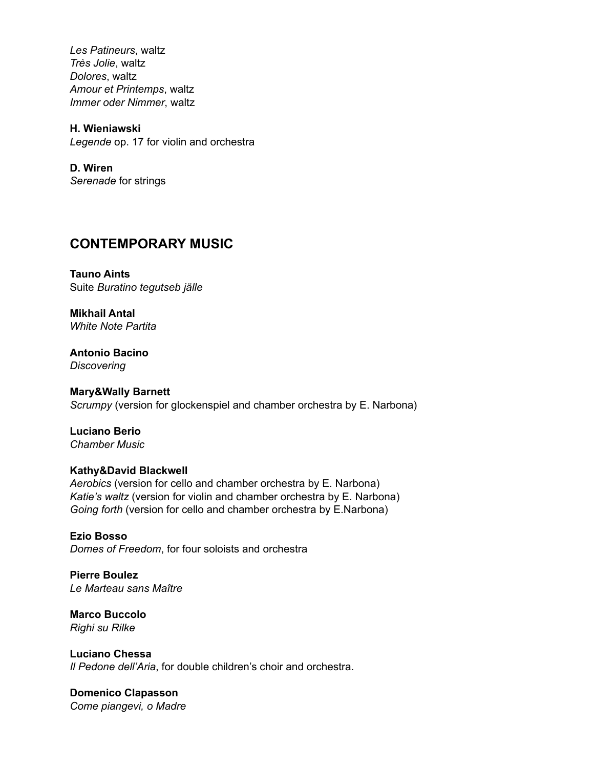*Les Patineurs*, waltz
*Très Jolie*, waltz
*Dolores*, waltz
*Amour et Printemps*, waltz
*Immer oder Nimmer*, waltz

**H. Wieniawski**
*Legende* op. 17 for violin and orchestra

**D. Wiren**
*Serenade* for strings

## CONTEMPORARY MUSIC

**Tauno Aints**
Suite *Buratino tegutseb jälle*

**Mikhail Antal**
*White Note Partita*

**Antonio Bacino**
*Discovering*

**Mary&Wally Barnett**
*Scrumpy* (version for glockenspiel and chamber orchestra by E. Narbona)

**Luciano Berio**
*Chamber Music*

**Kathy&David Blackwell**
*Aerobics* (version for cello and chamber orchestra by E. Narbona)
*Katie's waltz* (version for violin and chamber orchestra by E. Narbona)
*Going forth* (version for cello and chamber orchestra by E.Narbona)

**Ezio Bosso**
*Domes of Freedom*, for four soloists and orchestra

**Pierre Boulez**
*Le Marteau sans Maître*

**Marco Buccolo**
*Righi su Rilke*

**Luciano Chessa**
*Il Pedone dell'Aria*, for double children's choir and orchestra.

**Domenico Clapasson**
*Come piangevi, o Madre*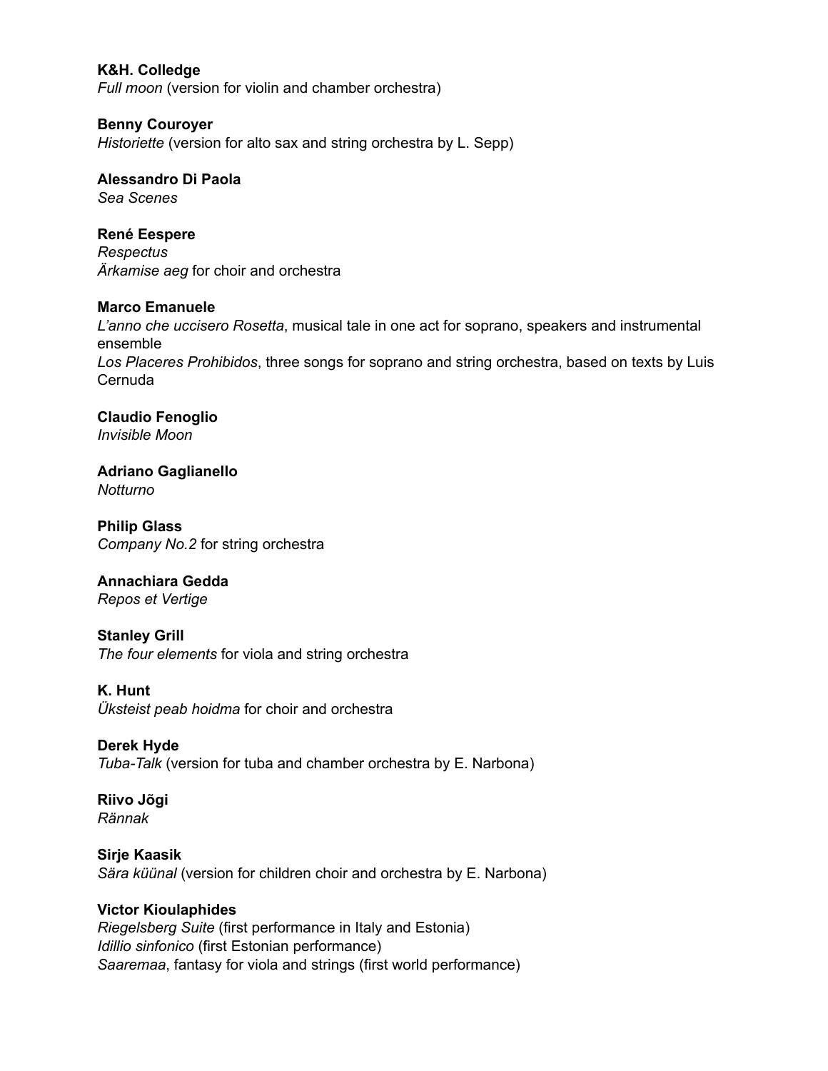**K&H. Colledge**
*Full moon* (version for violin and chamber orchestra)

**Benny Couroyer**
*Historiette* (version for alto sax and string orchestra by L. Sepp)

**Alessandro Di Paola**
*Sea Scenes*

**René Eespere**
*Respectus*
*Ärkamise aeg* for choir and orchestra

**Marco Emanuele**
*L'anno che uccisero Rosetta*, musical tale in one act for soprano, speakers and instrumental ensemble
*Los Placeres Prohibidos*, three songs for soprano and string orchestra, based on texts by Luis Cernuda

**Claudio Fenoglio**
*Invisible Moon*

**Adriano Gaglianello**
*Notturno*

**Philip Glass**
*Company No.2* for string orchestra

**Annachiara Gedda**
*Repos et Vertige*

**Stanley Grill**
*The four elements* for viola and string orchestra

**K. Hunt**
*Üksteist peab hoidma* for choir and orchestra

**Derek Hyde**
*Tuba-Talk* (version for tuba and chamber orchestra by E. Narbona)

**Riivo Jõgi**
*Rännak*

**Sirje Kaasik**
*Sära küünal* (version for children choir and orchestra by E. Narbona)

**Victor Kioulaphides**
*Riegelsberg Suite* (first performance in Italy and Estonia)
*Idillio sinfonico* (first Estonian performance)
*Saaremaa*, fantasy for viola and strings (first world performance)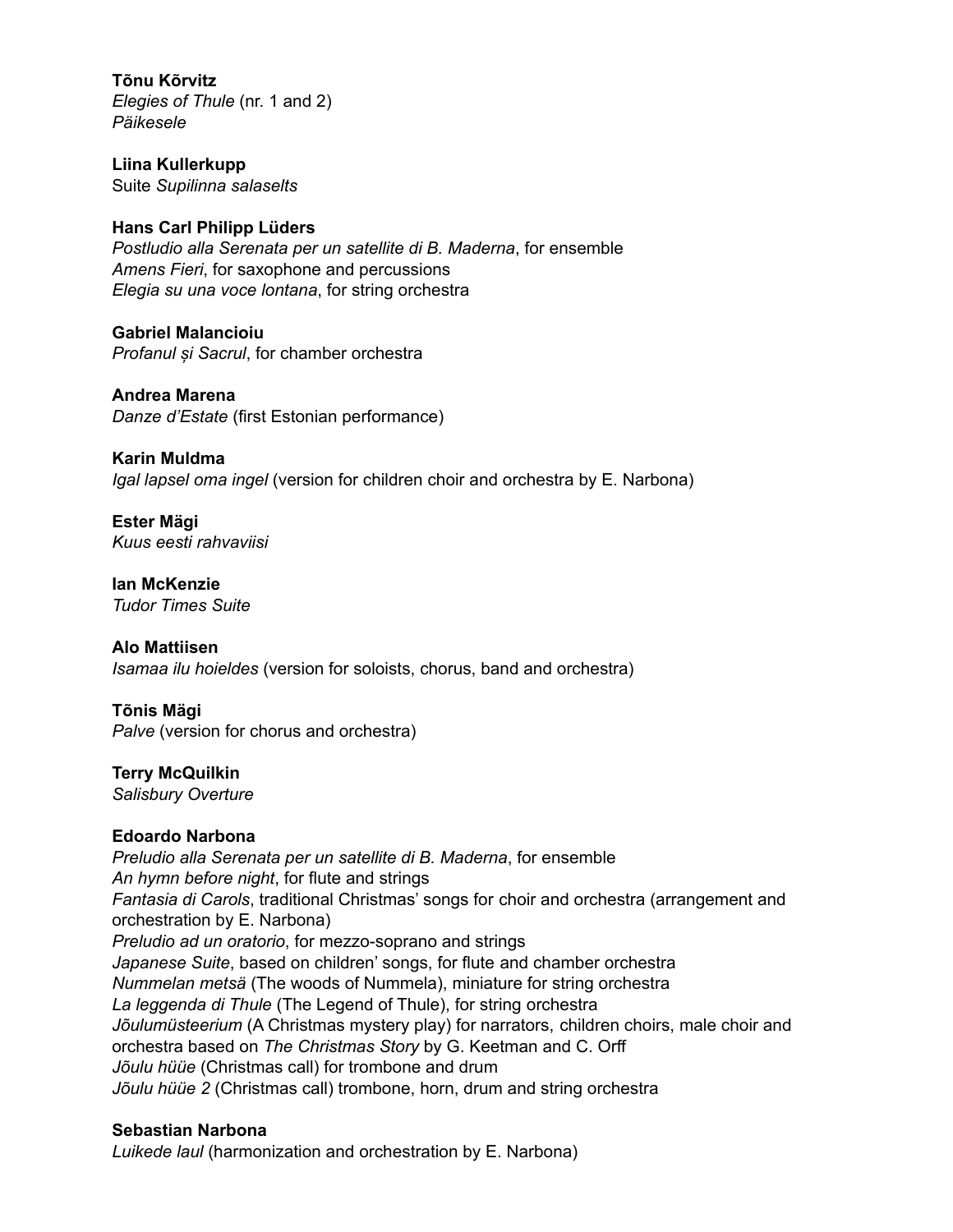**Tõnu Kõrvitz**
*Elegies of Thule* (nr. 1 and 2)
*Päikesele*

**Liina Kullerkupp**
Suite *Supilinna salaselts*

**Hans Carl Philipp Lüders**
*Postludio alla Serenata per un satellite di B. Maderna*, for ensemble
*Amens Fieri*, for saxophone and percussions
*Elegia su una voce lontana*, for string orchestra

**Gabriel Malancioiu**
*Profanul și Sacrul*, for chamber orchestra

**Andrea Marena**
*Danze d'Estate* (first Estonian performance)

**Karin Muldma**
*Igal lapsel oma ingel* (version for children choir and orchestra by E. Narbona)

**Ester Mägi**
*Kuus eesti rahvaviisi*

**Ian McKenzie**
*Tudor Times Suite*

**Alo Mattiisen**
*Isamaa ilu hoieldes* (version for soloists, chorus, band and orchestra)

**Tõnis Mägi**
*Palve* (version for chorus and orchestra)

**Terry McQuilkin**
*Salisbury Overture*

**Edoardo Narbona**
*Preludio alla Serenata per un satellite di B. Maderna*, for ensemble
*An hymn before night*, for flute and strings
*Fantasia di Carols*, traditional Christmas' songs for choir and orchestra (arrangement and orchestration by E. Narbona)
*Preludio ad un oratorio*, for mezzo-soprano and strings
*Japanese Suite*, based on children' songs, for flute and chamber orchestra
*Nummelan metsä* (The woods of Nummela), miniature for string orchestra
*La leggenda di Thule* (The Legend of Thule), for string orchestra
*Jõulumüsteerium* (A Christmas mystery play) for narrators, children choirs, male choir and orchestra based on *The Christmas Story* by G. Keetman and C. Orff
*Jõulu hüüe* (Christmas call) for trombone and drum
*Jõulu hüüe 2* (Christmas call) trombone, horn, drum and string orchestra

**Sebastian Narbona**
*Luikede laul* (harmonization and orchestration by E. Narbona)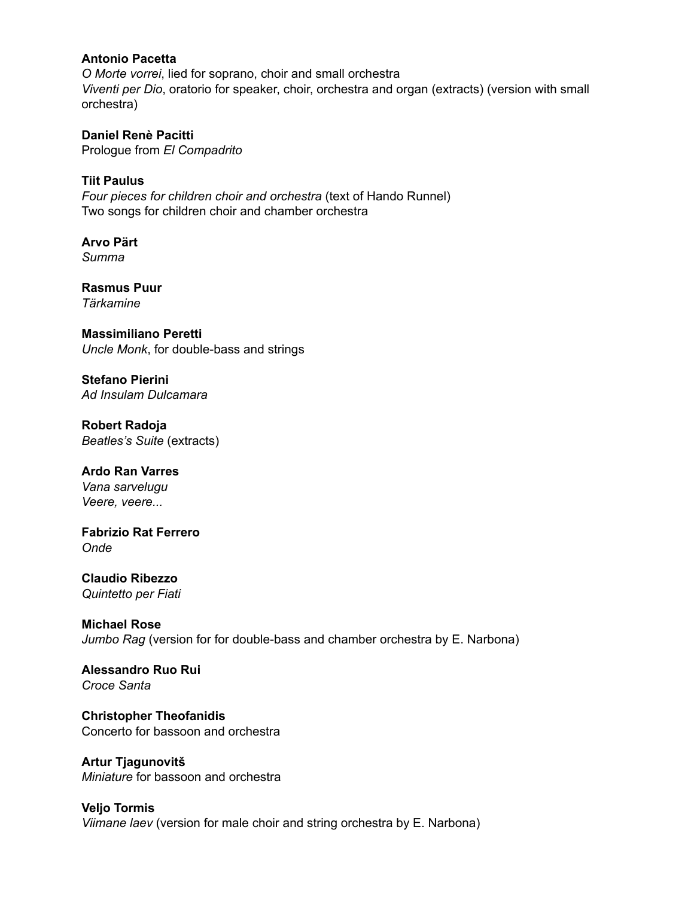**Antonio Pacetta**
*O Morte vorrei*, lied for soprano, choir and small orchestra
*Viventi per Dio*, oratorio for speaker, choir, orchestra and organ (extracts) (version with small orchestra)

**Daniel Renè Pacitti**
Prologue from *El Compadrito*

**Tiit Paulus**
*Four pieces for children choir and orchestra* (text of Hando Runnel)
Two songs for children choir and chamber orchestra

**Arvo Pärt**
*Summa*

**Rasmus Puur**
*Tärkamine*

**Massimiliano Peretti**
*Uncle Monk*, for double-bass and strings

**Stefano Pierini**
*Ad Insulam Dulcamara*

**Robert Radoja**
*Beatles's Suite* (extracts)

**Ardo Ran Varres**
*Vana sarvelugu*
*Veere, veere...*

**Fabrizio Rat Ferrero**
*Onde*

**Claudio Ribezzo**
*Quintetto per Fiati*

**Michael Rose**
*Jumbo Rag* (version for for double-bass and chamber orchestra by E. Narbona)

**Alessandro Ruo Rui**
*Croce Santa*

**Christopher Theofanidis**
Concerto for bassoon and orchestra

**Artur Tjagunovitš**
*Miniature* for bassoon and orchestra

**Veljo Tormis**
*Viimane laev* (version for male choir and string orchestra by E. Narbona)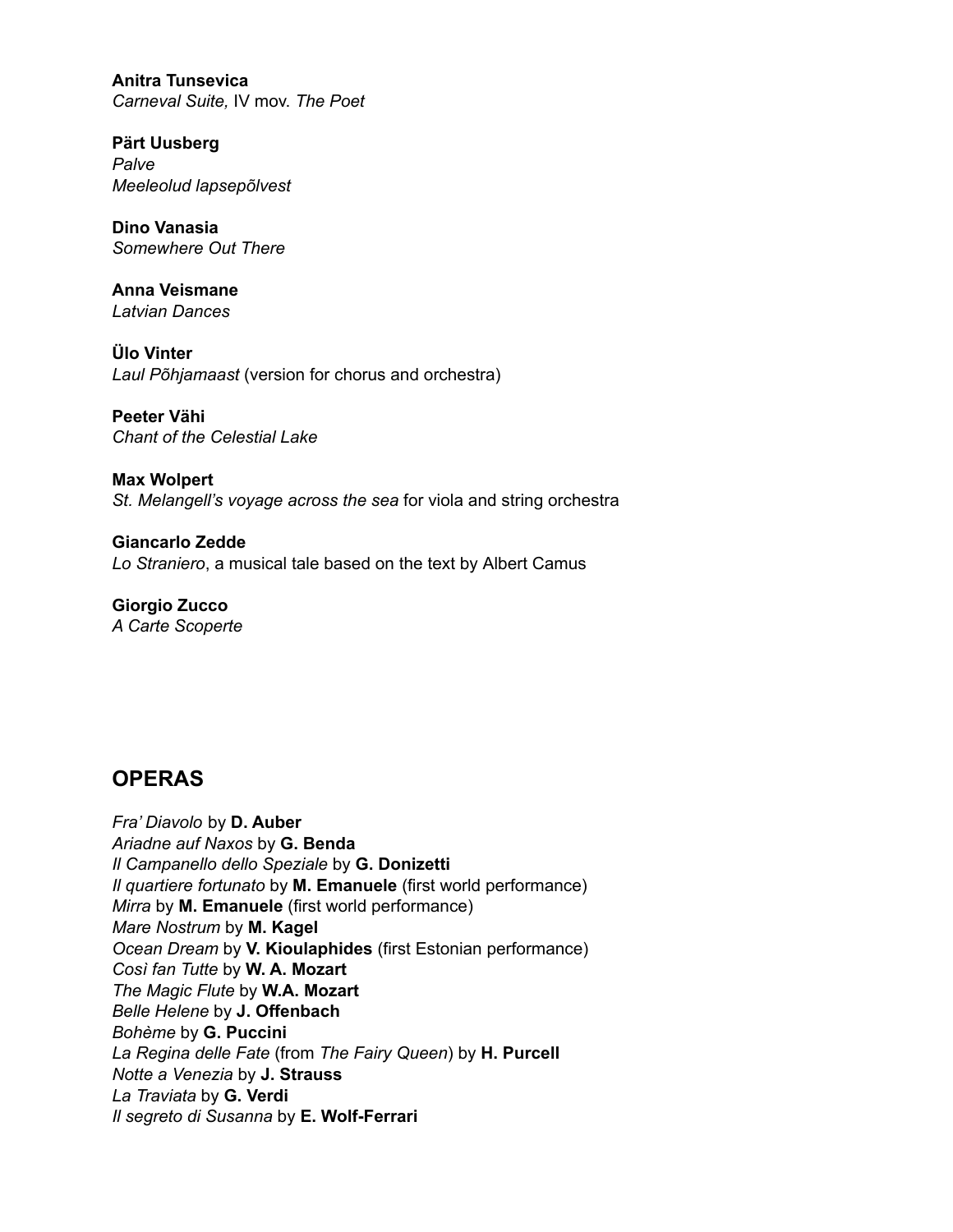**Anitra Tunsevica**
*Carneval Suite,* IV mov. *The Poet*

**Pärt Uusberg**
*Palve*
*Meeleolud lapsepõlvest*

**Dino Vanasia**
*Somewhere Out There*

**Anna Veismane**
*Latvian Dances*

**Ülo Vinter**
*Laul Põhjamaast* (version for chorus and orchestra)

**Peeter Vähi**
*Chant of the Celestial Lake*

**Max Wolpert**
*St. Melangell's voyage across the sea* for viola and string orchestra

**Giancarlo Zedde**
*Lo Straniero*, a musical tale based on the text by Albert Camus

**Giorgio Zucco**
*A Carte Scoperte*

## OPERAS

*Fra' Diavolo* by **D. Auber**
*Ariadne auf Naxos* by **G. Benda**
*Il Campanello dello Speziale* by **G. Donizetti**
*Il quartiere fortunato* by **M. Emanuele** (first world performance)
*Mirra* by **M. Emanuele** (first world performance)
*Mare Nostrum* by **M. Kagel**
*Ocean Dream* by **V. Kioulaphides** (first Estonian performance)
*Così fan Tutte* by **W. A. Mozart**
*The Magic Flute* by **W.A. Mozart**
*Belle Helene* by **J. Offenbach**
*Bohème* by **G. Puccini**
*La Regina delle Fate* (from *The Fairy Queen*) by **H. Purcell**
*Notte a Venezia* by **J. Strauss**
*La Traviata* by **G. Verdi**
*Il segreto di Susanna* by **E. Wolf-Ferrari**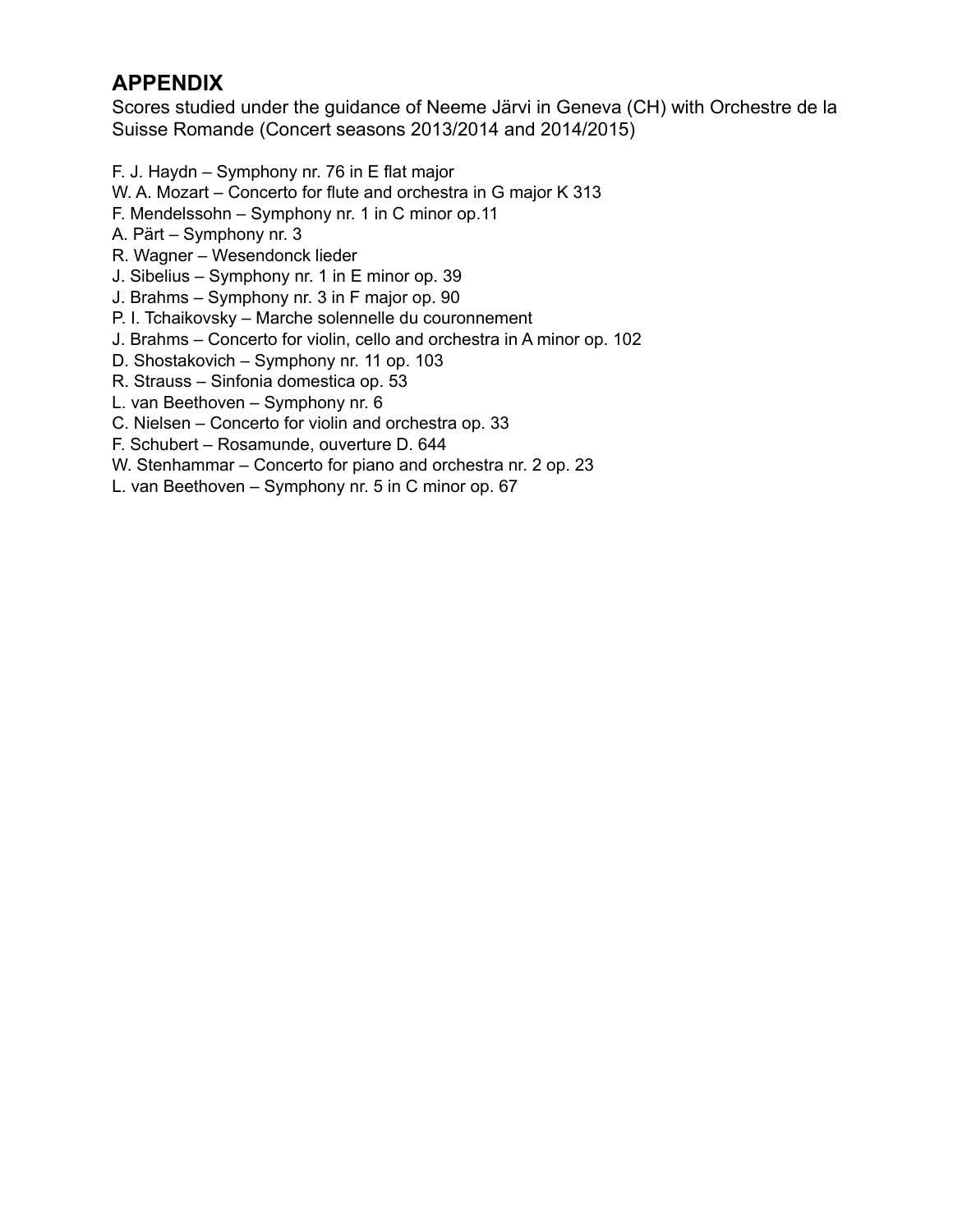## APPENDIX

Scores studied under the guidance of Neeme Järvi in Geneva (CH) with Orchestre de la Suisse Romande (Concert seasons 2013/2014 and 2014/2015)

F. J. Haydn – Symphony nr. 76 in E flat major
W. A. Mozart – Concerto for flute and orchestra in G major K 313
F. Mendelssohn – Symphony nr. 1 in C minor op.11
A. Pärt – Symphony nr. 3
R. Wagner – Wesendonck lieder
J. Sibelius – Symphony nr. 1 in E minor op. 39
J. Brahms – Symphony nr. 3 in F major op. 90
P. I. Tchaikovsky – Marche solennelle du couronnement
J. Brahms – Concerto for violin, cello and orchestra in A minor op. 102
D. Shostakovich – Symphony nr. 11 op. 103
R. Strauss – Sinfonia domestica op. 53
L. van Beethoven – Symphony nr. 6
C. Nielsen – Concerto for violin and orchestra op. 33
F. Schubert – Rosamunde, ouverture D. 644
W. Stenhammar – Concerto for piano and orchestra nr. 2 op. 23
L. van Beethoven – Symphony nr. 5 in C minor op. 67